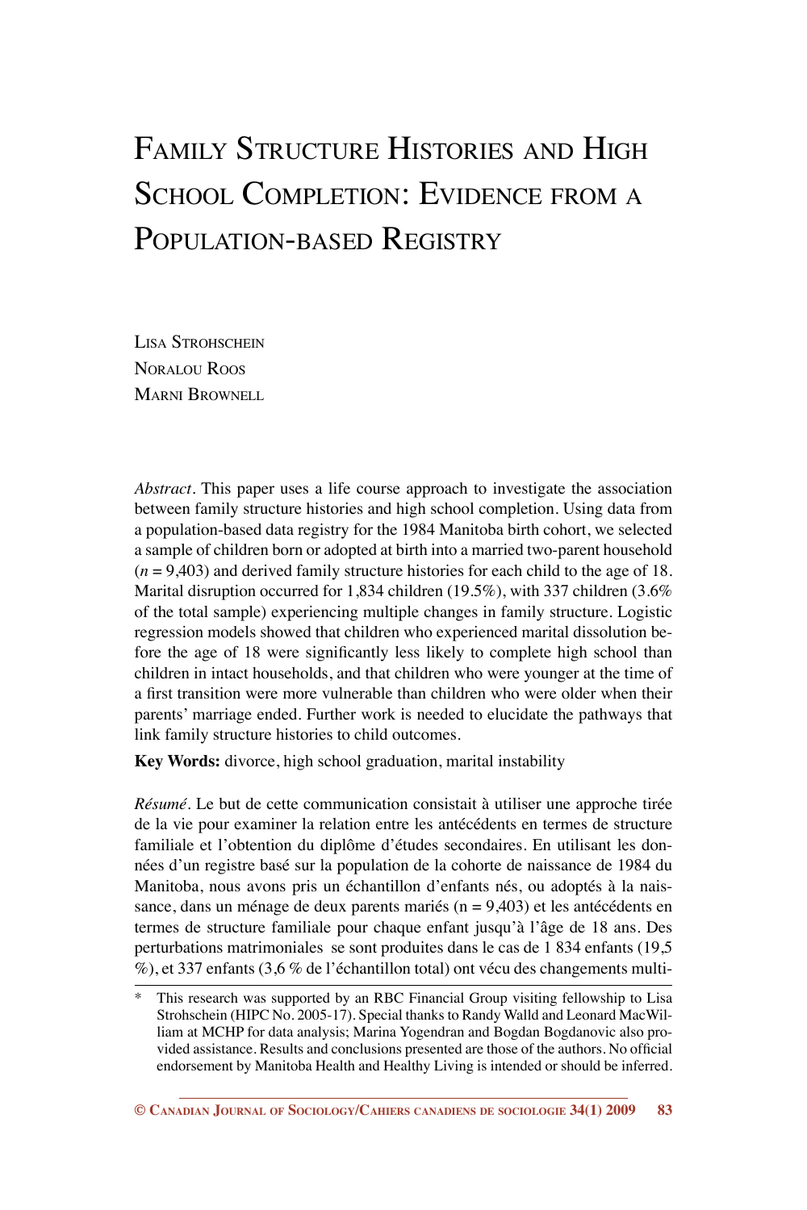# Family Structure Histories and High School Completion: Evidence from a Population-based Registry

Lisa Strohschein
Noralou Roos
Marni Brownell

*Abstract*. This paper uses a life course approach to investigate the association between family structure histories and high school completion. Using data from a population-based data registry for the 1984 Manitoba birth cohort, we selected a sample of children born or adopted at birth into a married two-parent household ($n$ = 9,403) and derived family structure histories for each child to the age of 18. Marital disruption occurred for 1,834 children (19.5%), with 337 children (3.6% of the total sample) experiencing multiple changes in family structure. Logistic regression models showed that children who experienced marital dissolution before the age of 18 were significantly less likely to complete high school than children in intact households, and that children who were younger at the time of a first transition were more vulnerable than children who were older when their parents' marriage ended. Further work is needed to elucidate the pathways that link family structure histories to child outcomes.

**Key Words:** divorce, high school graduation, marital instability

*Résumé*. Le but de cette communication consistait à utiliser une approche tirée de la vie pour examiner la relation entre les antécédents en termes de structure familiale et l'obtention du diplôme d'études secondaires. En utilisant les données d'un registre basé sur la population de la cohorte de naissance de 1984 du Manitoba, nous avons pris un échantillon d'enfants nés, ou adoptés à la naissance, dans un ménage de deux parents mariés (n = 9,403) et les antécédents en termes de structure familiale pour chaque enfant jusqu'à l'âge de 18 ans. Des perturbations matrimoniales se sont produites dans le cas de 1 834 enfants (19,5 %), et 337 enfants (3,6 % de l'échantillon total) ont vécu des changements multi-

\* This research was supported by an RBC Financial Group visiting fellowship to Lisa Strohschein (HIPC No. 2005-17). Special thanks to Randy Walld and Leonard MacWilliam at MCHP for data analysis; Marina Yogendran and Bogdan Bogdanovic also provided assistance. Results and conclusions presented are those of the authors. No official endorsement by Manitoba Health and Healthy Living is intended or should be inferred.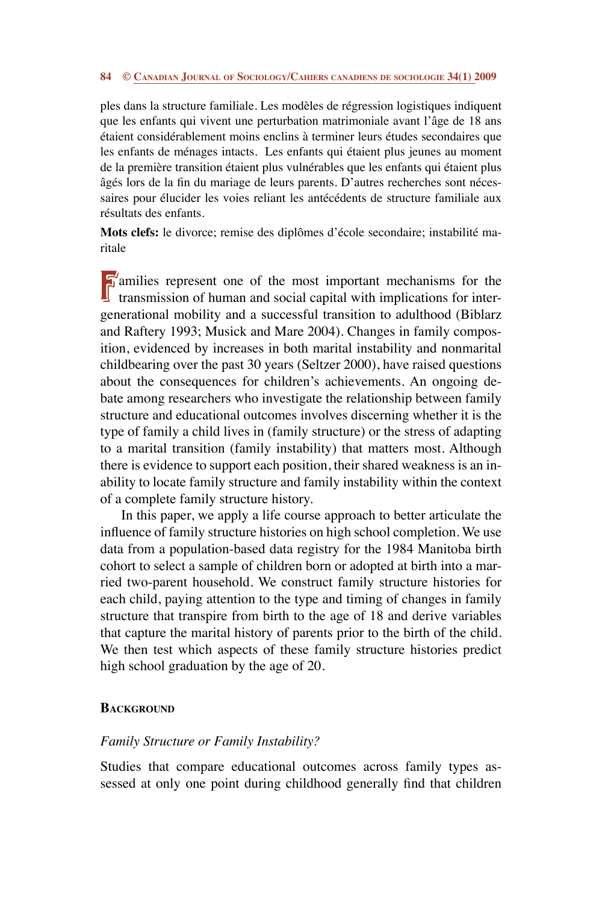ples dans la structure familiale. Les modèles de régression logistiques indiquent que les enfants qui vivent une perturbation matrimoniale avant l'âge de 18 ans étaient considérablement moins enclins à terminer leurs études secondaires que les enfants de ménages intacts. Les enfants qui étaient plus jeunes au moment de la première transition étaient plus vulnérables que les enfants qui étaient plus âgés lors de la fin du mariage de leurs parents. D'autres recherches sont nécessaires pour élucider les voies reliant les antécédents de structure familiale aux résultats des enfants.

**Mots clefs:** le divorce; remise des diplômes d'école secondaire; instabilité maritale

Families represent one of the most important mechanisms for the transmission of human and social capital with implications for intergenerational mobility and a successful transition to adulthood (Biblarz and Raftery 1993; Musick and Mare 2004). Changes in family composition, evidenced by increases in both marital instability and nonmarital childbearing over the past 30 years (Seltzer 2000), have raised questions about the consequences for children's achievements. An ongoing debate among researchers who investigate the relationship between family structure and educational outcomes involves discerning whether it is the type of family a child lives in (family structure) or the stress of adapting to a marital transition (family instability) that matters most. Although there is evidence to support each position, their shared weakness is an inability to locate family structure and family instability within the context of a complete family structure history.

In this paper, we apply a life course approach to better articulate the influence of family structure histories on high school completion. We use data from a population-based data registry for the 1984 Manitoba birth cohort to select a sample of children born or adopted at birth into a married two-parent household. We construct family structure histories for each child, paying attention to the type and timing of changes in family structure that transpire from birth to the age of 18 and derive variables that capture the marital history of parents prior to the birth of the child. We then test which aspects of these family structure histories predict high school graduation by the age of 20.

## Background

### *Family Structure or Family Instability?*

Studies that compare educational outcomes across family types assessed at only one point during childhood generally find that children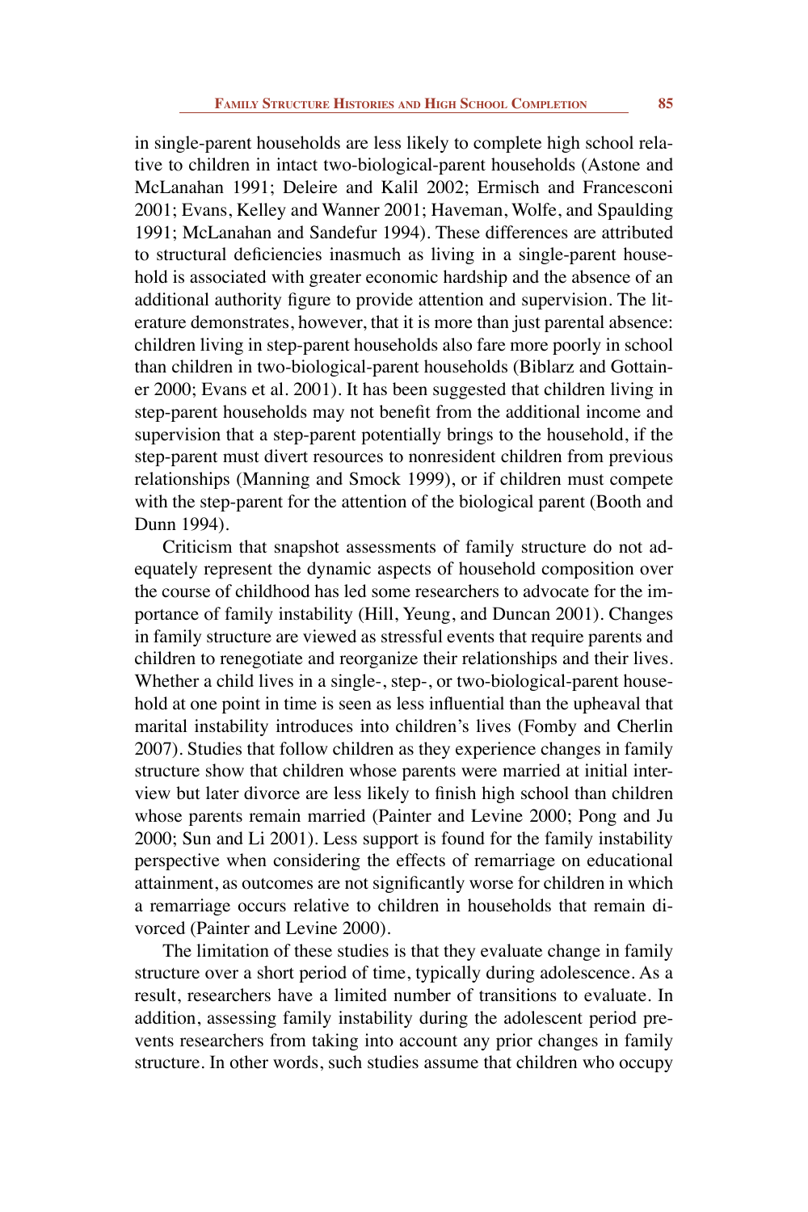in single-parent households are less likely to complete high school relative to children in intact two-biological-parent households (Astone and McLanahan 1991; Deleire and Kalil 2002; Ermisch and Francesconi 2001; Evans, Kelley and Wanner 2001; Haveman, Wolfe, and Spaulding 1991; McLanahan and Sandefur 1994). These differences are attributed to structural deficiencies inasmuch as living in a single-parent household is associated with greater economic hardship and the absence of an additional authority figure to provide attention and supervision. The literature demonstrates, however, that it is more than just parental absence: children living in step-parent households also fare more poorly in school than children in two-biological-parent households (Biblarz and Gottainer 2000; Evans et al. 2001). It has been suggested that children living in step-parent households may not benefit from the additional income and supervision that a step-parent potentially brings to the household, if the step-parent must divert resources to nonresident children from previous relationships (Manning and Smock 1999), or if children must compete with the step-parent for the attention of the biological parent (Booth and Dunn 1994).

Criticism that snapshot assessments of family structure do not adequately represent the dynamic aspects of household composition over the course of childhood has led some researchers to advocate for the importance of family instability (Hill, Yeung, and Duncan 2001). Changes in family structure are viewed as stressful events that require parents and children to renegotiate and reorganize their relationships and their lives. Whether a child lives in a single-, step-, or two-biological-parent household at one point in time is seen as less influential than the upheaval that marital instability introduces into children's lives (Fomby and Cherlin 2007). Studies that follow children as they experience changes in family structure show that children whose parents were married at initial interview but later divorce are less likely to finish high school than children whose parents remain married (Painter and Levine 2000; Pong and Ju 2000; Sun and Li 2001). Less support is found for the family instability perspective when considering the effects of remarriage on educational attainment, as outcomes are not significantly worse for children in which a remarriage occurs relative to children in households that remain divorced (Painter and Levine 2000).

The limitation of these studies is that they evaluate change in family structure over a short period of time, typically during adolescence. As a result, researchers have a limited number of transitions to evaluate. In addition, assessing family instability during the adolescent period prevents researchers from taking into account any prior changes in family structure. In other words, such studies assume that children who occupy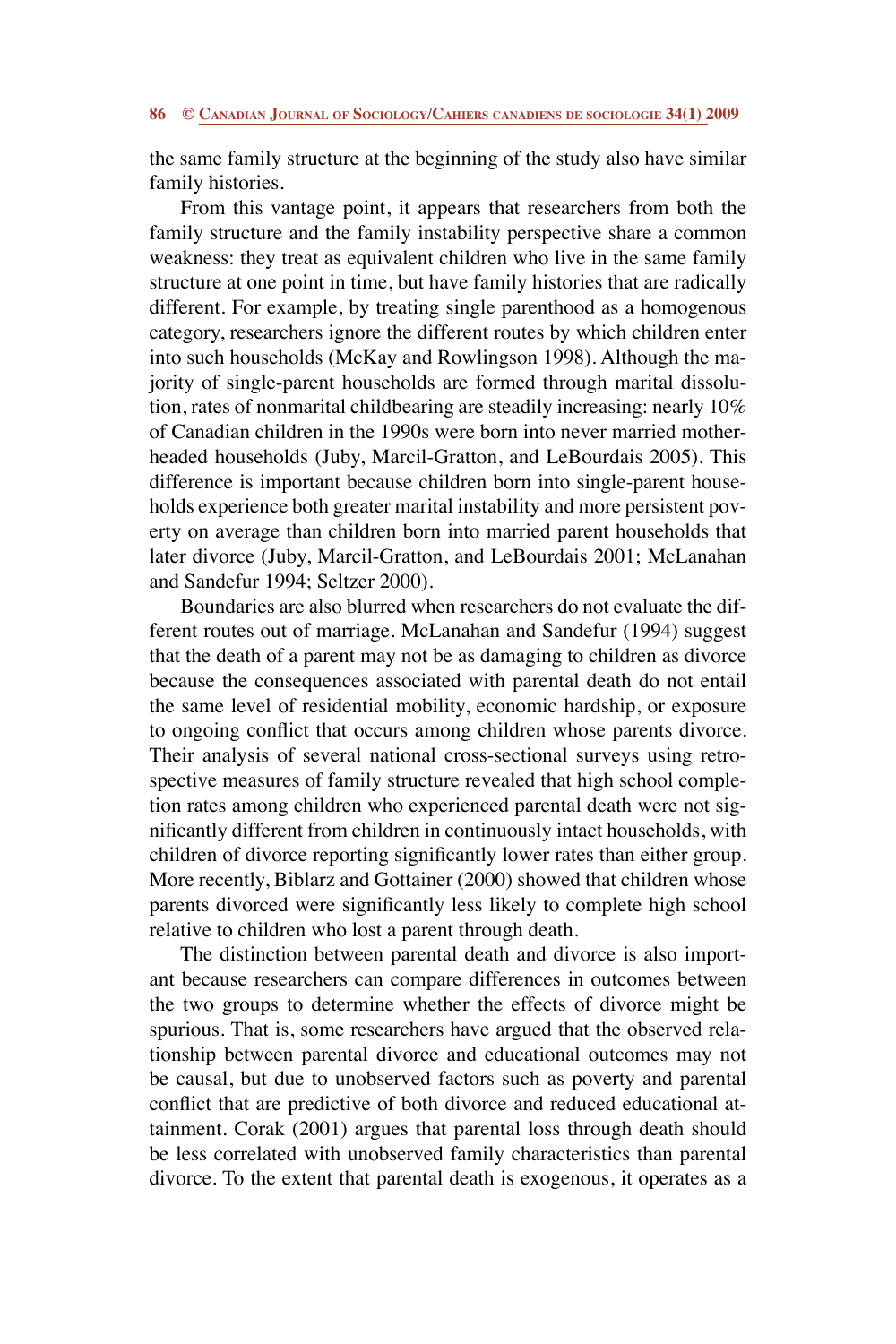the same family structure at the beginning of the study also have similar family histories.

From this vantage point, it appears that researchers from both the family structure and the family instability perspective share a common weakness: they treat as equivalent children who live in the same family structure at one point in time, but have family histories that are radically different. For example, by treating single parenthood as a homogenous category, researchers ignore the different routes by which children enter into such households (McKay and Rowlingson 1998). Although the majority of single-parent households are formed through marital dissolution, rates of nonmarital childbearing are steadily increasing: nearly 10% of Canadian children in the 1990s were born into never married mother-headed households (Juby, Marcil-Gratton, and LeBourdais 2005). This difference is important because children born into single-parent households experience both greater marital instability and more persistent poverty on average than children born into married parent households that later divorce (Juby, Marcil-Gratton, and LeBourdais 2001; McLanahan and Sandefur 1994; Seltzer 2000).

Boundaries are also blurred when researchers do not evaluate the different routes out of marriage. McLanahan and Sandefur (1994) suggest that the death of a parent may not be as damaging to children as divorce because the consequences associated with parental death do not entail the same level of residential mobility, economic hardship, or exposure to ongoing conflict that occurs among children whose parents divorce. Their analysis of several national cross-sectional surveys using retrospective measures of family structure revealed that high school completion rates among children who experienced parental death were not significantly different from children in continuously intact households, with children of divorce reporting significantly lower rates than either group. More recently, Biblarz and Gottainer (2000) showed that children whose parents divorced were significantly less likely to complete high school relative to children who lost a parent through death.

The distinction between parental death and divorce is also important because researchers can compare differences in outcomes between the two groups to determine whether the effects of divorce might be spurious. That is, some researchers have argued that the observed relationship between parental divorce and educational outcomes may not be causal, but due to unobserved factors such as poverty and parental conflict that are predictive of both divorce and reduced educational attainment. Corak (2001) argues that parental loss through death should be less correlated with unobserved family characteristics than parental divorce. To the extent that parental death is exogenous, it operates as a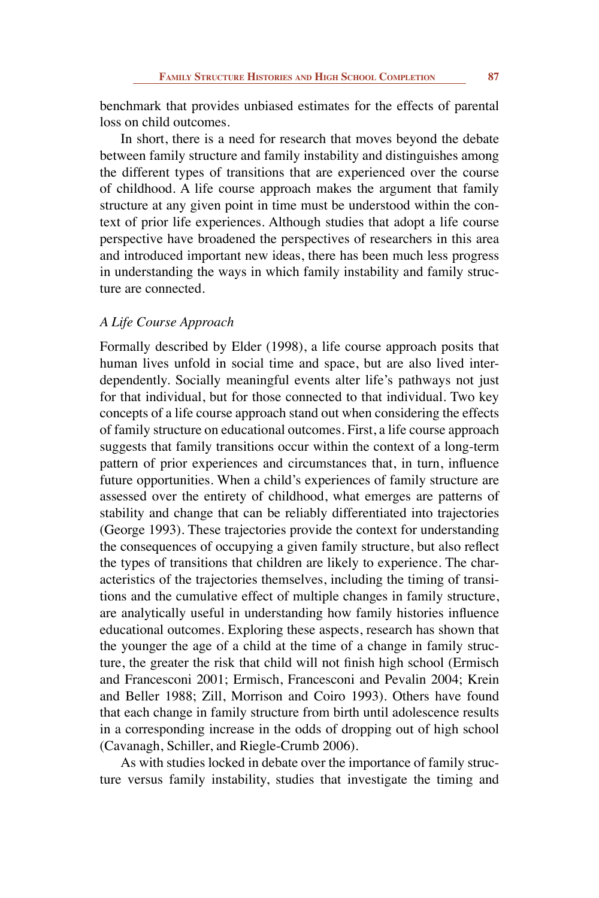benchmark that provides unbiased estimates for the effects of parental loss on child outcomes.

In short, there is a need for research that moves beyond the debate between family structure and family instability and distinguishes among the different types of transitions that are experienced over the course of childhood. A life course approach makes the argument that family structure at any given point in time must be understood within the context of prior life experiences. Although studies that adopt a life course perspective have broadened the perspectives of researchers in this area and introduced important new ideas, there has been much less progress in understanding the ways in which family instability and family structure are connected.

### *A Life Course Approach*

Formally described by Elder (1998), a life course approach posits that human lives unfold in social time and space, but are also lived interdependently. Socially meaningful events alter life's pathways not just for that individual, but for those connected to that individual. Two key concepts of a life course approach stand out when considering the effects of family structure on educational outcomes. First, a life course approach suggests that family transitions occur within the context of a long-term pattern of prior experiences and circumstances that, in turn, influence future opportunities. When a child's experiences of family structure are assessed over the entirety of childhood, what emerges are patterns of stability and change that can be reliably differentiated into trajectories (George 1993). These trajectories provide the context for understanding the consequences of occupying a given family structure, but also reflect the types of transitions that children are likely to experience. The characteristics of the trajectories themselves, including the timing of transitions and the cumulative effect of multiple changes in family structure, are analytically useful in understanding how family histories influence educational outcomes. Exploring these aspects, research has shown that the younger the age of a child at the time of a change in family structure, the greater the risk that child will not finish high school (Ermisch and Francesconi 2001; Ermisch, Francesconi and Pevalin 2004; Krein and Beller 1988; Zill, Morrison and Coiro 1993). Others have found that each change in family structure from birth until adolescence results in a corresponding increase in the odds of dropping out of high school (Cavanagh, Schiller, and Riegle-Crumb 2006).

As with studies locked in debate over the importance of family structure versus family instability, studies that investigate the timing and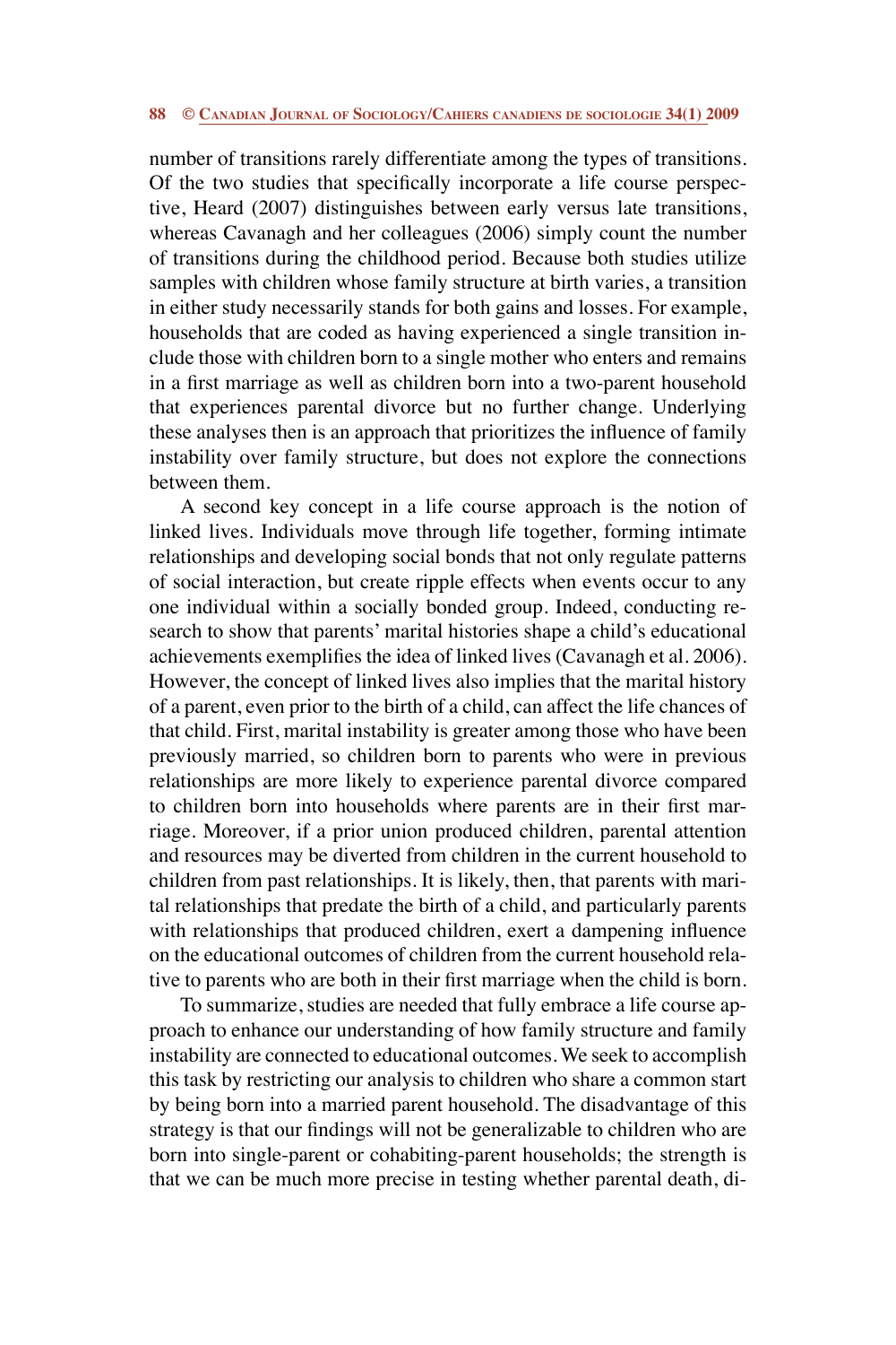number of transitions rarely differentiate among the types of transitions. Of the two studies that specifically incorporate a life course perspective, Heard (2007) distinguishes between early versus late transitions, whereas Cavanagh and her colleagues (2006) simply count the number of transitions during the childhood period. Because both studies utilize samples with children whose family structure at birth varies, a transition in either study necessarily stands for both gains and losses. For example, households that are coded as having experienced a single transition include those with children born to a single mother who enters and remains in a first marriage as well as children born into a two-parent household that experiences parental divorce but no further change. Underlying these analyses then is an approach that prioritizes the influence of family instability over family structure, but does not explore the connections between them.

A second key concept in a life course approach is the notion of linked lives. Individuals move through life together, forming intimate relationships and developing social bonds that not only regulate patterns of social interaction, but create ripple effects when events occur to any one individual within a socially bonded group. Indeed, conducting research to show that parents' marital histories shape a child's educational achievements exemplifies the idea of linked lives (Cavanagh et al. 2006). However, the concept of linked lives also implies that the marital history of a parent, even prior to the birth of a child, can affect the life chances of that child. First, marital instability is greater among those who have been previously married, so children born to parents who were in previous relationships are more likely to experience parental divorce compared to children born into households where parents are in their first marriage. Moreover, if a prior union produced children, parental attention and resources may be diverted from children in the current household to children from past relationships. It is likely, then, that parents with marital relationships that predate the birth of a child, and particularly parents with relationships that produced children, exert a dampening influence on the educational outcomes of children from the current household relative to parents who are both in their first marriage when the child is born.

To summarize, studies are needed that fully embrace a life course approach to enhance our understanding of how family structure and family instability are connected to educational outcomes. We seek to accomplish this task by restricting our analysis to children who share a common start by being born into a married parent household. The disadvantage of this strategy is that our findings will not be generalizable to children who are born into single-parent or cohabiting-parent households; the strength is that we can be much more precise in testing whether parental death, di-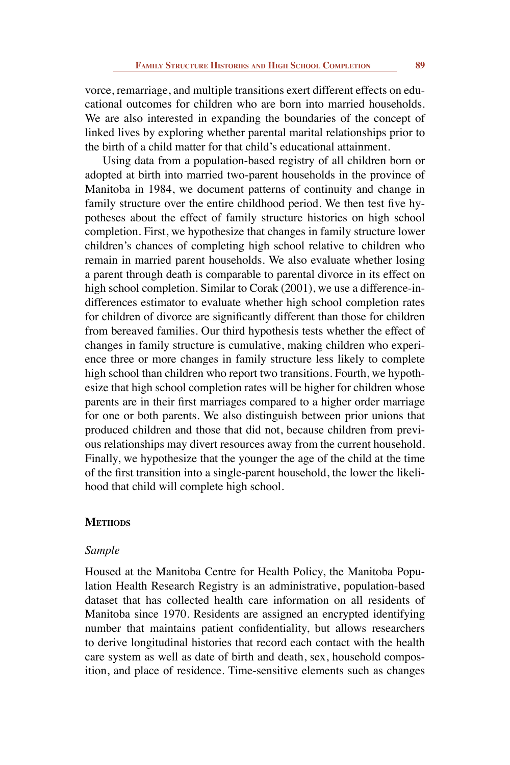vorce, remarriage, and multiple transitions exert different effects on educational outcomes for children who are born into married households. We are also interested in expanding the boundaries of the concept of linked lives by exploring whether parental marital relationships prior to the birth of a child matter for that child's educational attainment.

Using data from a population-based registry of all children born or adopted at birth into married two-parent households in the province of Manitoba in 1984, we document patterns of continuity and change in family structure over the entire childhood period. We then test five hypotheses about the effect of family structure histories on high school completion. First, we hypothesize that changes in family structure lower children's chances of completing high school relative to children who remain in married parent households. We also evaluate whether losing a parent through death is comparable to parental divorce in its effect on high school completion. Similar to Corak (2001), we use a difference-in-differences estimator to evaluate whether high school completion rates for children of divorce are significantly different than those for children from bereaved families. Our third hypothesis tests whether the effect of changes in family structure is cumulative, making children who experience three or more changes in family structure less likely to complete high school than children who report two transitions. Fourth, we hypothesize that high school completion rates will be higher for children whose parents are in their first marriages compared to a higher order marriage for one or both parents. We also distinguish between prior unions that produced children and those that did not, because children from previous relationships may divert resources away from the current household. Finally, we hypothesize that the younger the age of the child at the time of the first transition into a single-parent household, the lower the likelihood that child will complete high school.

## Methods

### *Sample*

Housed at the Manitoba Centre for Health Policy, the Manitoba Population Health Research Registry is an administrative, population-based dataset that has collected health care information on all residents of Manitoba since 1970. Residents are assigned an encrypted identifying number that maintains patient confidentiality, but allows researchers to derive longitudinal histories that record each contact with the health care system as well as date of birth and death, sex, household composition, and place of residence. Time-sensitive elements such as changes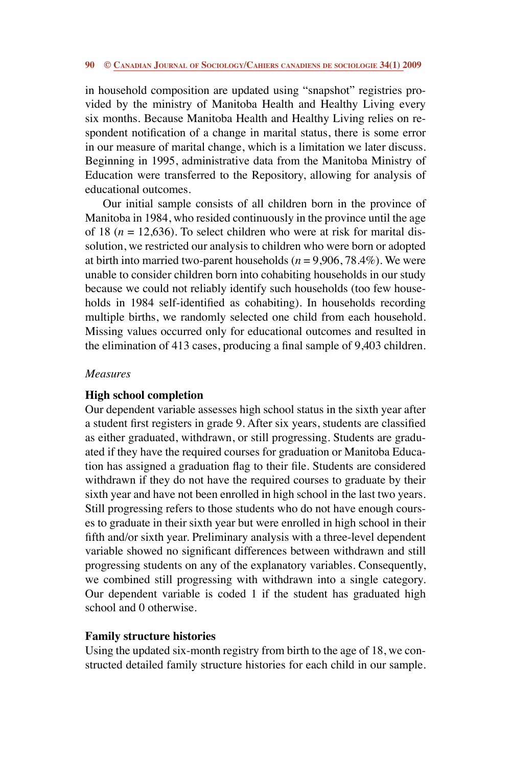in household composition are updated using "snapshot" registries provided by the ministry of Manitoba Health and Healthy Living every six months. Because Manitoba Health and Healthy Living relies on respondent notification of a change in marital status, there is some error in our measure of marital change, which is a limitation we later discuss. Beginning in 1995, administrative data from the Manitoba Ministry of Education were transferred to the Repository, allowing for analysis of educational outcomes.

Our initial sample consists of all children born in the province of Manitoba in 1984, who resided continuously in the province until the age of 18 ($n = 12{,}636$). To select children who were at risk for marital dissolution, we restricted our analysis to children who were born or adopted at birth into married two-parent households ($n = 9{,}906$, 78.4%). We were unable to consider children born into cohabiting households in our study because we could not reliably identify such households (too few households in 1984 self-identified as cohabiting). In households recording multiple births, we randomly selected one child from each household. Missing values occurred only for educational outcomes and resulted in the elimination of 413 cases, producing a final sample of 9,403 children.

*Measures*

**High school completion**

Our dependent variable assesses high school status in the sixth year after a student first registers in grade 9. After six years, students are classified as either graduated, withdrawn, or still progressing. Students are graduated if they have the required courses for graduation or Manitoba Education has assigned a graduation flag to their file. Students are considered withdrawn if they do not have the required courses to graduate by their sixth year and have not been enrolled in high school in the last two years. Still progressing refers to those students who do not have enough courses to graduate in their sixth year but were enrolled in high school in their fifth and/or sixth year. Preliminary analysis with a three-level dependent variable showed no significant differences between withdrawn and still progressing students on any of the explanatory variables. Consequently, we combined still progressing with withdrawn into a single category. Our dependent variable is coded 1 if the student has graduated high school and 0 otherwise.

**Family structure histories**

Using the updated six-month registry from birth to the age of 18, we constructed detailed family structure histories for each child in our sample.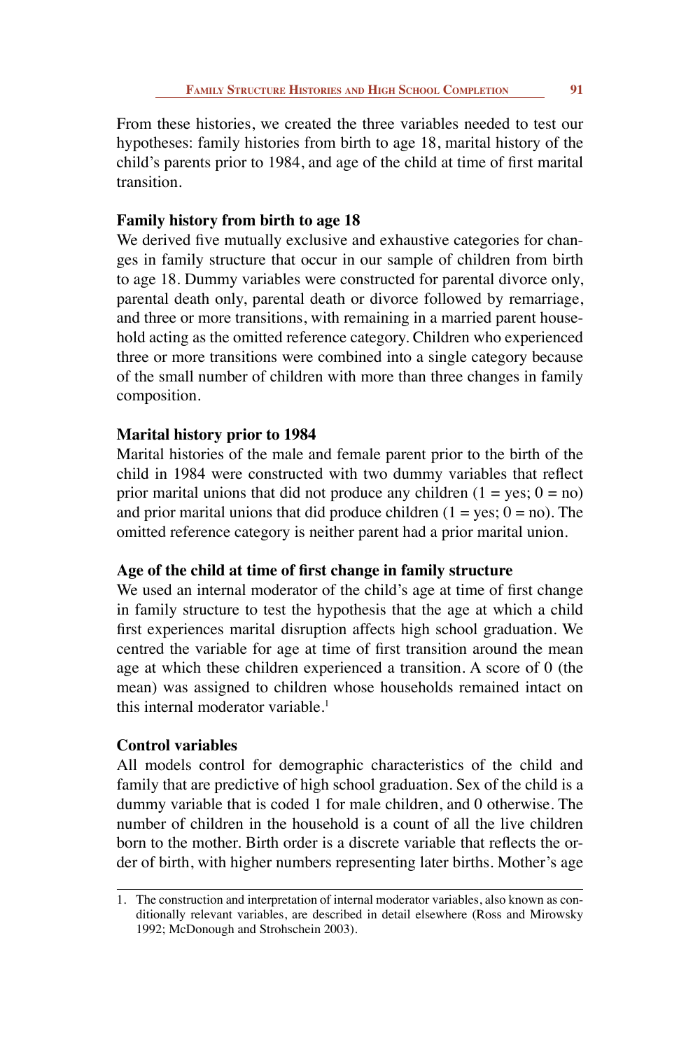From these histories, we created the three variables needed to test our hypotheses: family histories from birth to age 18, marital history of the child's parents prior to 1984, and age of the child at time of first marital transition.

**Family history from birth to age 18**

We derived five mutually exclusive and exhaustive categories for changes in family structure that occur in our sample of children from birth to age 18. Dummy variables were constructed for parental divorce only, parental death only, parental death or divorce followed by remarriage, and three or more transitions, with remaining in a married parent household acting as the omitted reference category. Children who experienced three or more transitions were combined into a single category because of the small number of children with more than three changes in family composition.

**Marital history prior to 1984**

Marital histories of the male and female parent prior to the birth of the child in 1984 were constructed with two dummy variables that reflect prior marital unions that did not produce any children (1 = yes; 0 = no) and prior marital unions that did produce children (1 = yes; 0 = no). The omitted reference category is neither parent had a prior marital union.

**Age of the child at time of first change in family structure**

We used an internal moderator of the child's age at time of first change in family structure to test the hypothesis that the age at which a child first experiences marital disruption affects high school graduation. We centred the variable for age at time of first transition around the mean age at which these children experienced a transition. A score of 0 (the mean) was assigned to children whose households remained intact on this internal moderator variable.[1]

**Control variables**

All models control for demographic characteristics of the child and family that are predictive of high school graduation. Sex of the child is a dummy variable that is coded 1 for male children, and 0 otherwise. The number of children in the household is a count of all the live children born to the mother. Birth order is a discrete variable that reflects the order of birth, with higher numbers representing later births. Mother's age

1. The construction and interpretation of internal moderator variables, also known as conditionally relevant variables, are described in detail elsewhere (Ross and Mirowsky 1992; McDonough and Strohschein 2003).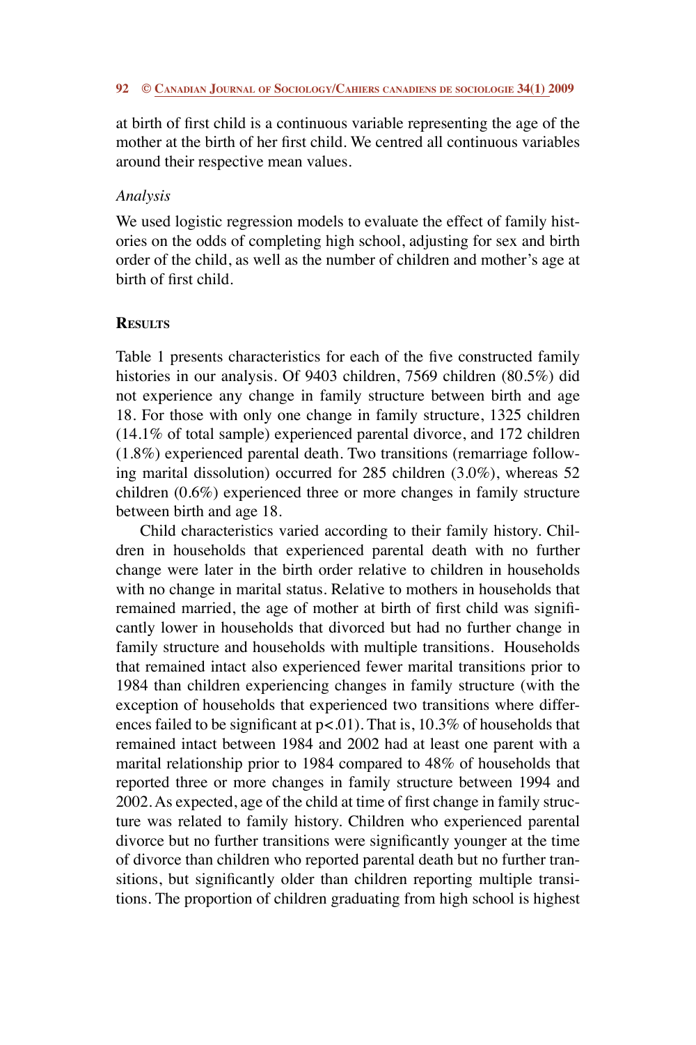at birth of first child is a continuous variable representing the age of the mother at the birth of her first child. We centred all continuous variables around their respective mean values.

*Analysis*

We used logistic regression models to evaluate the effect of family histories on the odds of completing high school, adjusting for sex and birth order of the child, as well as the number of children and mother's age at birth of first child.

## Results

Table 1 presents characteristics for each of the five constructed family histories in our analysis. Of 9403 children, 7569 children (80.5%) did not experience any change in family structure between birth and age 18. For those with only one change in family structure, 1325 children (14.1% of total sample) experienced parental divorce, and 172 children (1.8%) experienced parental death. Two transitions (remarriage following marital dissolution) occurred for 285 children (3.0%), whereas 52 children (0.6%) experienced three or more changes in family structure between birth and age 18.

Child characteristics varied according to their family history. Children in households that experienced parental death with no further change were later in the birth order relative to children in households with no change in marital status. Relative to mothers in households that remained married, the age of mother at birth of first child was significantly lower in households that divorced but had no further change in family structure and households with multiple transitions. Households that remained intact also experienced fewer marital transitions prior to 1984 than children experiencing changes in family structure (with the exception of households that experienced two transitions where differences failed to be significant at $p<.01$). That is, 10.3% of households that remained intact between 1984 and 2002 had at least one parent with a marital relationship prior to 1984 compared to 48% of households that reported three or more changes in family structure between 1994 and 2002. As expected, age of the child at time of first change in family structure was related to family history. Children who experienced parental divorce but no further transitions were significantly younger at the time of divorce than children who reported parental death but no further transitions, but significantly older than children reporting multiple transitions. The proportion of children graduating from high school is highest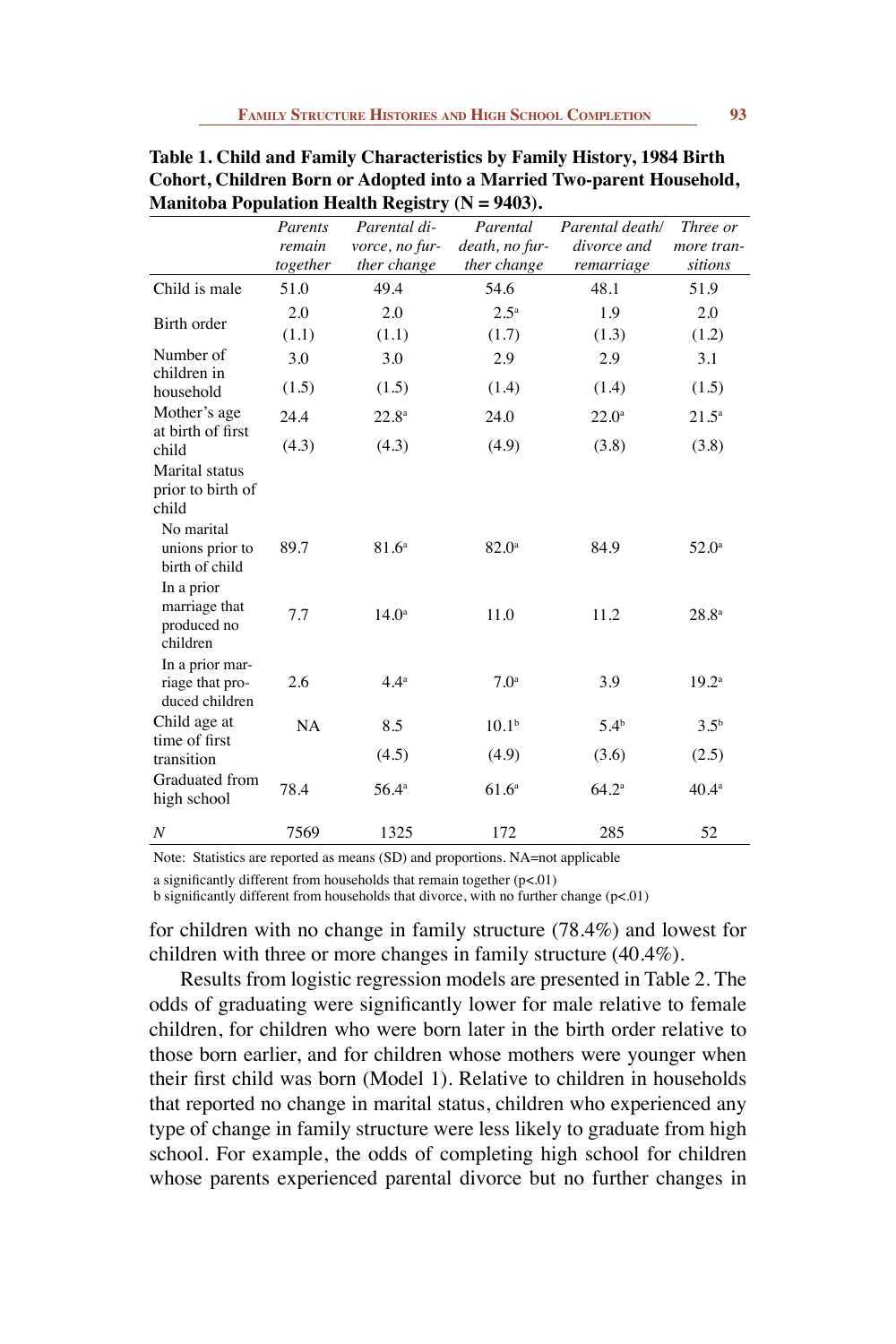**Table 1. Child and Family Characteristics by Family History, 1984 Birth Cohort, Children Born or Adopted into a Married Two-parent Household, Manitoba Population Health Registry (N = 9403).**

| | *Parents remain together* | *Parental divorce, no further change* | *Parental death, no further change* | *Parental death/ divorce and remarriage* | *Three or more transitions* |
|---|---|---|---|---|---|
| Child is male | 51.0 | 49.4 | 54.6 | 48.1 | 51.9 |
| Birth order | 2.0 | 2.0 | 2.5[a] | 1.9 | 2.0 |
| | (1.1) | (1.1) | (1.7) | (1.3) | (1.2) |
| Number of children in household | 3.0 | 3.0 | 2.9 | 2.9 | 3.1 |
| | (1.5) | (1.5) | (1.4) | (1.4) | (1.5) |
| Mother's age at birth of first child | 24.4 | 22.8[a] | 24.0 | 22.0[a] | 21.5[a] |
| | (4.3) | (4.3) | (4.9) | (3.8) | (3.8) |
| Marital status prior to birth of child | | | | | |
| No marital unions prior to birth of child | 89.7 | 81.6[a] | 82.0[a] | 84.9 | 52.0[a] |
| In a prior marriage that produced no children | 7.7 | 14.0[a] | 11.0 | 11.2 | 28.8[a] |
| In a prior marriage that produced children | 2.6 | 4.4[a] | 7.0[a] | 3.9 | 19.2[a] |
| Child age at time of first transition | NA | 8.5 | 10.1[b] | 5.4[b] | 3.5[b] |
| | | (4.5) | (4.9) | (3.6) | (2.5) |
| Graduated from high school | 78.4 | 56.4[a] | 61.6[a] | 64.2[a] | 40.4[a] |
| *N* | 7569 | 1325 | 172 | 285 | 52 |

Note: Statistics are reported as means (SD) and proportions. NA=not applicable

a significantly different from households that remain together (p<.01)

b significantly different from households that divorce, with no further change (p<.01)

for children with no change in family structure (78.4%) and lowest for children with three or more changes in family structure (40.4%).

Results from logistic regression models are presented in Table 2. The odds of graduating were significantly lower for male relative to female children, for children who were born later in the birth order relative to those born earlier, and for children whose mothers were younger when their first child was born (Model 1). Relative to children in households that reported no change in marital status, children who experienced any type of change in family structure were less likely to graduate from high school. For example, the odds of completing high school for children whose parents experienced parental divorce but no further changes in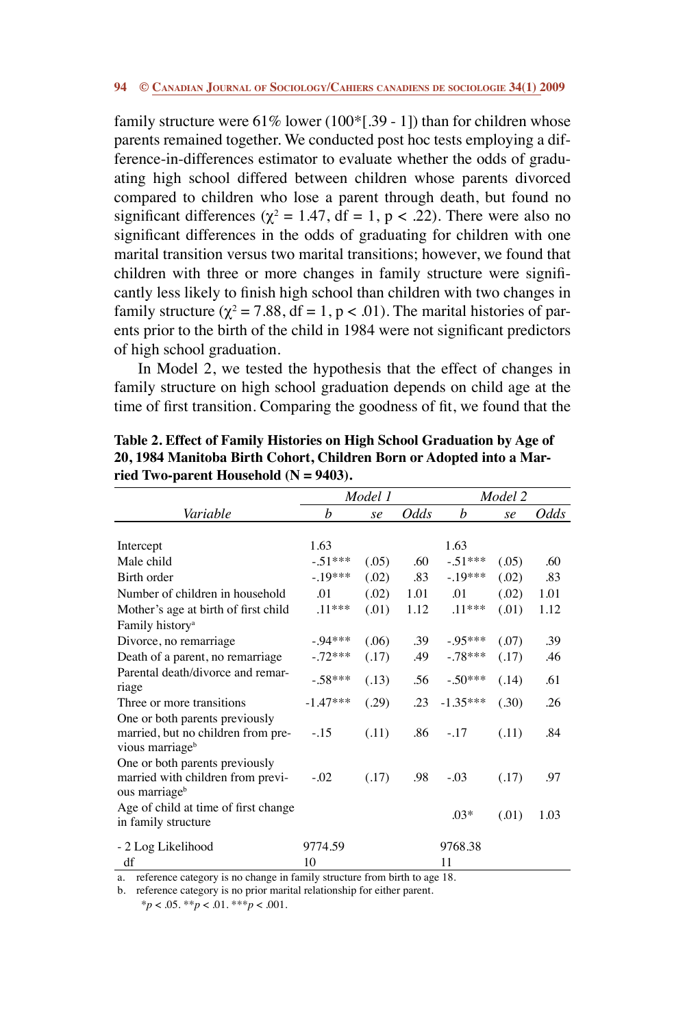family structure were 61% lower (100*[.39 - 1]) than for children whose parents remained together. We conducted post hoc tests employing a difference-in-differences estimator to evaluate whether the odds of graduating high school differed between children whose parents divorced compared to children who lose a parent through death, but found no significant differences ($\chi^2 = 1.47$, df = 1, $p < .22$). There were also no significant differences in the odds of graduating for children with one marital transition versus two marital transitions; however, we found that children with three or more changes in family structure were significantly less likely to finish high school than children with two changes in family structure ($\chi^2 = 7.88$, df = 1, $p < .01$). The marital histories of parents prior to the birth of the child in 1984 were not significant predictors of high school graduation.

In Model 2, we tested the hypothesis that the effect of changes in family structure on high school graduation depends on child age at the time of first transition. Comparing the goodness of fit, we found that the

**Table 2. Effect of Family Histories on High School Graduation by Age of 20, 1984 Manitoba Birth Cohort, Children Born or Adopted into a Married Two-parent Household (N = 9403).**

| | *Model 1* | | | *Model 2* | | |
|---|---|---|---|---|---|---|
| *Variable* | *b* | *se* | *Odds* | *b* | *se* | *Odds* |
| Intercept | 1.63 | | | 1.63 | | |
| Male child | -.51*** | (.05) | .60 | -.51*** | (.05) | .60 |
| Birth order | -.19*** | (.02) | .83 | -.19*** | (.02) | .83 |
| Number of children in household | .01 | (.02) | 1.01 | .01 | (.02) | 1.01 |
| Mother's age at birth of first child | .11*** | (.01) | 1.12 | .11*** | (.01) | 1.12 |
| Family history[a] | | | | | | |
| Divorce, no remarriage | -.94*** | (.06) | .39 | -.95*** | (.07) | .39 |
| Death of a parent, no remarriage | -.72*** | (.17) | .49 | -.78*** | (.17) | .46 |
| Parental death/divorce and remarriage | -.58*** | (.13) | .56 | -.50*** | (.14) | .61 |
| Three or more transitions | -1.47*** | (.29) | .23 | -1.35*** | (.30) | .26 |
| One or both parents previously married, but no children from previous marriage[b] | -.15 | (.11) | .86 | -.17 | (.11) | .84 |
| One or both parents previously married with children from previous marriage[b] | -.02 | (.17) | .98 | -.03 | (.17) | .97 |
| Age of child at time of first change in family structure | | | | .03* | (.01) | 1.03 |
| - 2 Log Likelihood | 9774.59 | | | 9768.38 | | |
| df | 10 | | | 11 | | |

a. reference category is no change in family structure from birth to age 18.
b. reference category is no prior marital relationship for either parent.
*$p < .05$. **$p < .01$. ***$p < .001$.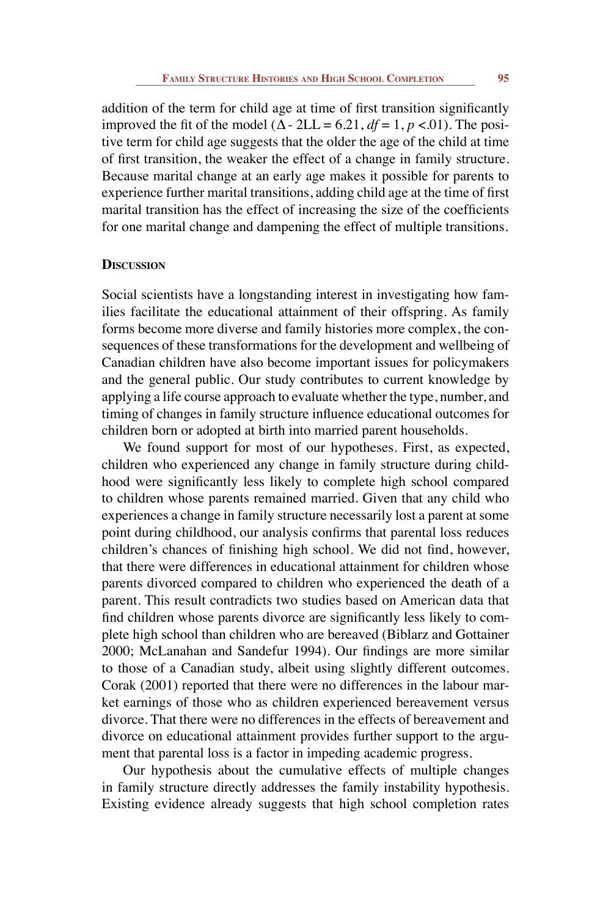addition of the term for child age at time of first transition significantly improved the fit of the model ($\Delta$ - 2LL = 6.21, $df = 1$, $p < .01$). The positive term for child age suggests that the older the age of the child at time of first transition, the weaker the effect of a change in family structure. Because marital change at an early age makes it possible for parents to experience further marital transitions, adding child age at the time of first marital transition has the effect of increasing the size of the coefficients for one marital change and dampening the effect of multiple transitions.

## Discussion

Social scientists have a longstanding interest in investigating how families facilitate the educational attainment of their offspring. As family forms become more diverse and family histories more complex, the consequences of these transformations for the development and wellbeing of Canadian children have also become important issues for policymakers and the general public. Our study contributes to current knowledge by applying a life course approach to evaluate whether the type, number, and timing of changes in family structure influence educational outcomes for children born or adopted at birth into married parent households.

We found support for most of our hypotheses. First, as expected, children who experienced any change in family structure during childhood were significantly less likely to complete high school compared to children whose parents remained married. Given that any child who experiences a change in family structure necessarily lost a parent at some point during childhood, our analysis confirms that parental loss reduces children's chances of finishing high school. We did not find, however, that there were differences in educational attainment for children whose parents divorced compared to children who experienced the death of a parent. This result contradicts two studies based on American data that find children whose parents divorce are significantly less likely to complete high school than children who are bereaved (Biblarz and Gottainer 2000; McLanahan and Sandefur 1994). Our findings are more similar to those of a Canadian study, albeit using slightly different outcomes. Corak (2001) reported that there were no differences in the labour market earnings of those who as children experienced bereavement versus divorce. That there were no differences in the effects of bereavement and divorce on educational attainment provides further support to the argument that parental loss is a factor in impeding academic progress.

Our hypothesis about the cumulative effects of multiple changes in family structure directly addresses the family instability hypothesis. Existing evidence already suggests that high school completion rates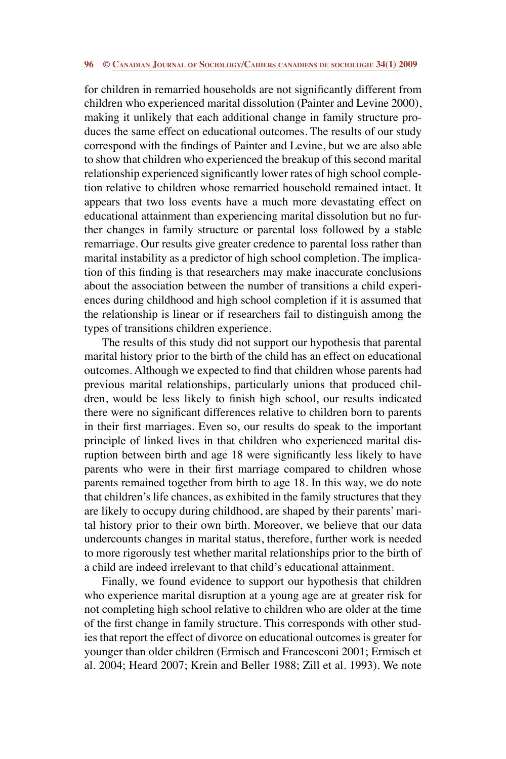for children in remarried households are not significantly different from children who experienced marital dissolution (Painter and Levine 2000), making it unlikely that each additional change in family structure produces the same effect on educational outcomes. The results of our study correspond with the findings of Painter and Levine, but we are also able to show that children who experienced the breakup of this second marital relationship experienced significantly lower rates of high school completion relative to children whose remarried household remained intact. It appears that two loss events have a much more devastating effect on educational attainment than experiencing marital dissolution but no further changes in family structure or parental loss followed by a stable remarriage. Our results give greater credence to parental loss rather than marital instability as a predictor of high school completion. The implication of this finding is that researchers may make inaccurate conclusions about the association between the number of transitions a child experiences during childhood and high school completion if it is assumed that the relationship is linear or if researchers fail to distinguish among the types of transitions children experience.

The results of this study did not support our hypothesis that parental marital history prior to the birth of the child has an effect on educational outcomes. Although we expected to find that children whose parents had previous marital relationships, particularly unions that produced children, would be less likely to finish high school, our results indicated there were no significant differences relative to children born to parents in their first marriages. Even so, our results do speak to the important principle of linked lives in that children who experienced marital disruption between birth and age 18 were significantly less likely to have parents who were in their first marriage compared to children whose parents remained together from birth to age 18. In this way, we do note that children's life chances, as exhibited in the family structures that they are likely to occupy during childhood, are shaped by their parents' marital history prior to their own birth. Moreover, we believe that our data undercounts changes in marital status, therefore, further work is needed to more rigorously test whether marital relationships prior to the birth of a child are indeed irrelevant to that child's educational attainment.

Finally, we found evidence to support our hypothesis that children who experience marital disruption at a young age are at greater risk for not completing high school relative to children who are older at the time of the first change in family structure. This corresponds with other studies that report the effect of divorce on educational outcomes is greater for younger than older children (Ermisch and Francesconi 2001; Ermisch et al. 2004; Heard 2007; Krein and Beller 1988; Zill et al. 1993). We note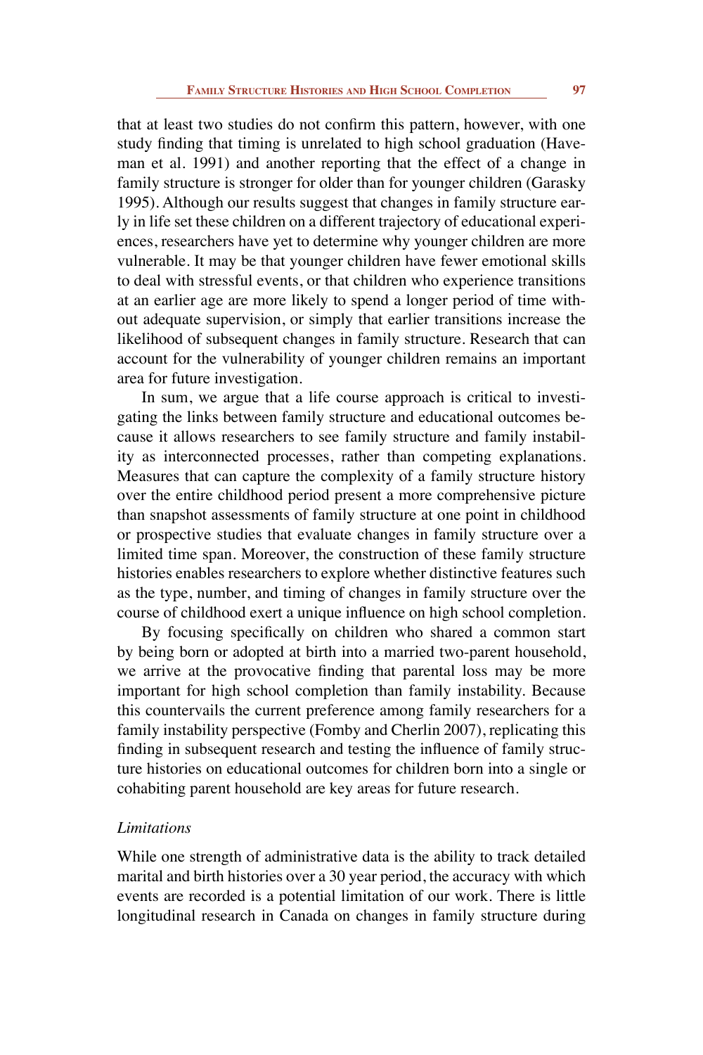that at least two studies do not confirm this pattern, however, with one study finding that timing is unrelated to high school graduation (Haveman et al. 1991) and another reporting that the effect of a change in family structure is stronger for older than for younger children (Garasky 1995). Although our results suggest that changes in family structure early in life set these children on a different trajectory of educational experiences, researchers have yet to determine why younger children are more vulnerable. It may be that younger children have fewer emotional skills to deal with stressful events, or that children who experience transitions at an earlier age are more likely to spend a longer period of time without adequate supervision, or simply that earlier transitions increase the likelihood of subsequent changes in family structure. Research that can account for the vulnerability of younger children remains an important area for future investigation.

In sum, we argue that a life course approach is critical to investigating the links between family structure and educational outcomes because it allows researchers to see family structure and family instability as interconnected processes, rather than competing explanations. Measures that can capture the complexity of a family structure history over the entire childhood period present a more comprehensive picture than snapshot assessments of family structure at one point in childhood or prospective studies that evaluate changes in family structure over a limited time span. Moreover, the construction of these family structure histories enables researchers to explore whether distinctive features such as the type, number, and timing of changes in family structure over the course of childhood exert a unique influence on high school completion.

By focusing specifically on children who shared a common start by being born or adopted at birth into a married two-parent household, we arrive at the provocative finding that parental loss may be more important for high school completion than family instability. Because this countervails the current preference among family researchers for a family instability perspective (Fomby and Cherlin 2007), replicating this finding in subsequent research and testing the influence of family structure histories on educational outcomes for children born into a single or cohabiting parent household are key areas for future research.

### *Limitations*

While one strength of administrative data is the ability to track detailed marital and birth histories over a 30 year period, the accuracy with which events are recorded is a potential limitation of our work. There is little longitudinal research in Canada on changes in family structure during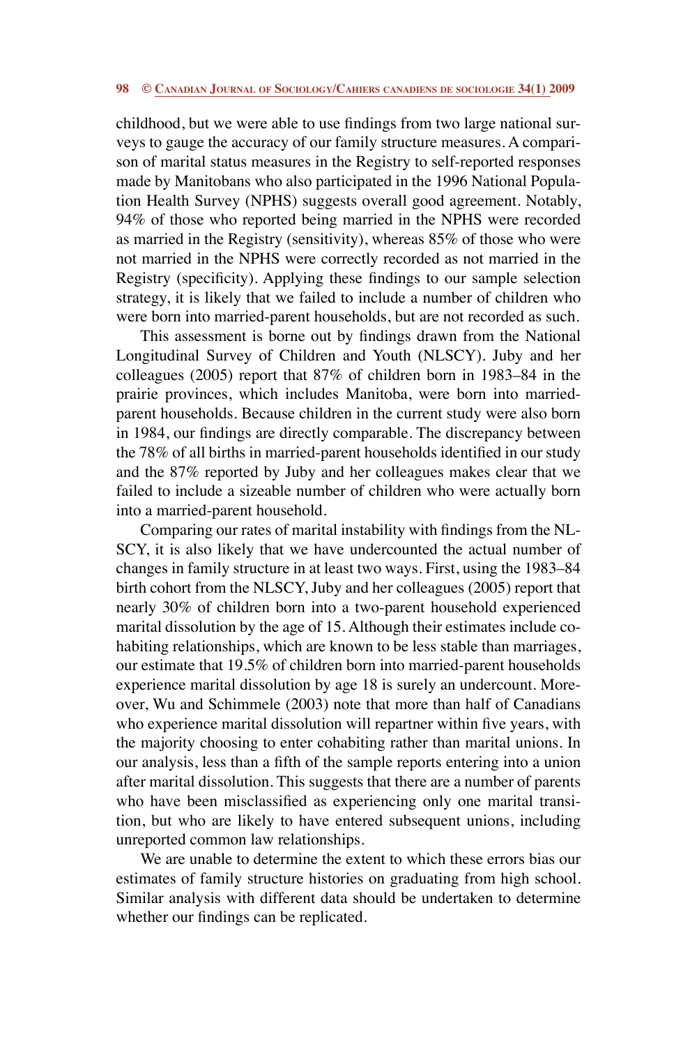childhood, but we were able to use findings from two large national surveys to gauge the accuracy of our family structure measures. A comparison of marital status measures in the Registry to self-reported responses made by Manitobans who also participated in the 1996 National Population Health Survey (NPHS) suggests overall good agreement. Notably, 94% of those who reported being married in the NPHS were recorded as married in the Registry (sensitivity), whereas 85% of those who were not married in the NPHS were correctly recorded as not married in the Registry (specificity). Applying these findings to our sample selection strategy, it is likely that we failed to include a number of children who were born into married-parent households, but are not recorded as such.

This assessment is borne out by findings drawn from the National Longitudinal Survey of Children and Youth (NLSCY). Juby and her colleagues (2005) report that 87% of children born in 1983–84 in the prairie provinces, which includes Manitoba, were born into married-parent households. Because children in the current study were also born in 1984, our findings are directly comparable. The discrepancy between the 78% of all births in married-parent households identified in our study and the 87% reported by Juby and her colleagues makes clear that we failed to include a sizeable number of children who were actually born into a married-parent household.

Comparing our rates of marital instability with findings from the NLSCY, it is also likely that we have undercounted the actual number of changes in family structure in at least two ways. First, using the 1983–84 birth cohort from the NLSCY, Juby and her colleagues (2005) report that nearly 30% of children born into a two-parent household experienced marital dissolution by the age of 15. Although their estimates include cohabiting relationships, which are known to be less stable than marriages, our estimate that 19.5% of children born into married-parent households experience marital dissolution by age 18 is surely an undercount. Moreover, Wu and Schimmele (2003) note that more than half of Canadians who experience marital dissolution will repartner within five years, with the majority choosing to enter cohabiting rather than marital unions. In our analysis, less than a fifth of the sample reports entering into a union after marital dissolution. This suggests that there are a number of parents who have been misclassified as experiencing only one marital transition, but who are likely to have entered subsequent unions, including unreported common law relationships.

We are unable to determine the extent to which these errors bias our estimates of family structure histories on graduating from high school. Similar analysis with different data should be undertaken to determine whether our findings can be replicated.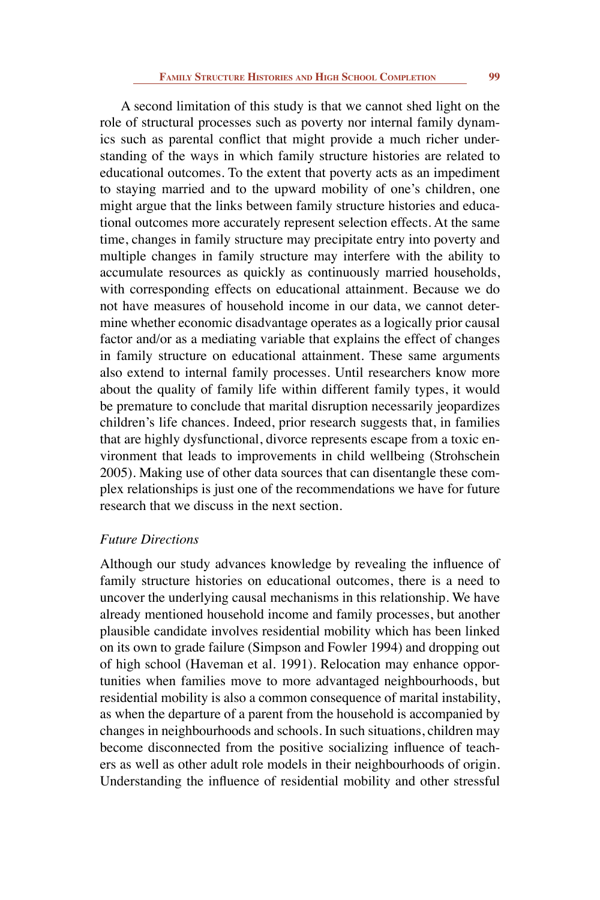A second limitation of this study is that we cannot shed light on the role of structural processes such as poverty nor internal family dynamics such as parental conflict that might provide a much richer understanding of the ways in which family structure histories are related to educational outcomes. To the extent that poverty acts as an impediment to staying married and to the upward mobility of one's children, one might argue that the links between family structure histories and educational outcomes more accurately represent selection effects. At the same time, changes in family structure may precipitate entry into poverty and multiple changes in family structure may interfere with the ability to accumulate resources as quickly as continuously married households, with corresponding effects on educational attainment. Because we do not have measures of household income in our data, we cannot determine whether economic disadvantage operates as a logically prior causal factor and/or as a mediating variable that explains the effect of changes in family structure on educational attainment. These same arguments also extend to internal family processes. Until researchers know more about the quality of family life within different family types, it would be premature to conclude that marital disruption necessarily jeopardizes children's life chances. Indeed, prior research suggests that, in families that are highly dysfunctional, divorce represents escape from a toxic environment that leads to improvements in child wellbeing (Strohschein 2005). Making use of other data sources that can disentangle these complex relationships is just one of the recommendations we have for future research that we discuss in the next section.

### *Future Directions*

Although our study advances knowledge by revealing the influence of family structure histories on educational outcomes, there is a need to uncover the underlying causal mechanisms in this relationship. We have already mentioned household income and family processes, but another plausible candidate involves residential mobility which has been linked on its own to grade failure (Simpson and Fowler 1994) and dropping out of high school (Haveman et al. 1991). Relocation may enhance opportunities when families move to more advantaged neighbourhoods, but residential mobility is also a common consequence of marital instability, as when the departure of a parent from the household is accompanied by changes in neighbourhoods and schools. In such situations, children may become disconnected from the positive socializing influence of teachers as well as other adult role models in their neighbourhoods of origin. Understanding the influence of residential mobility and other stressful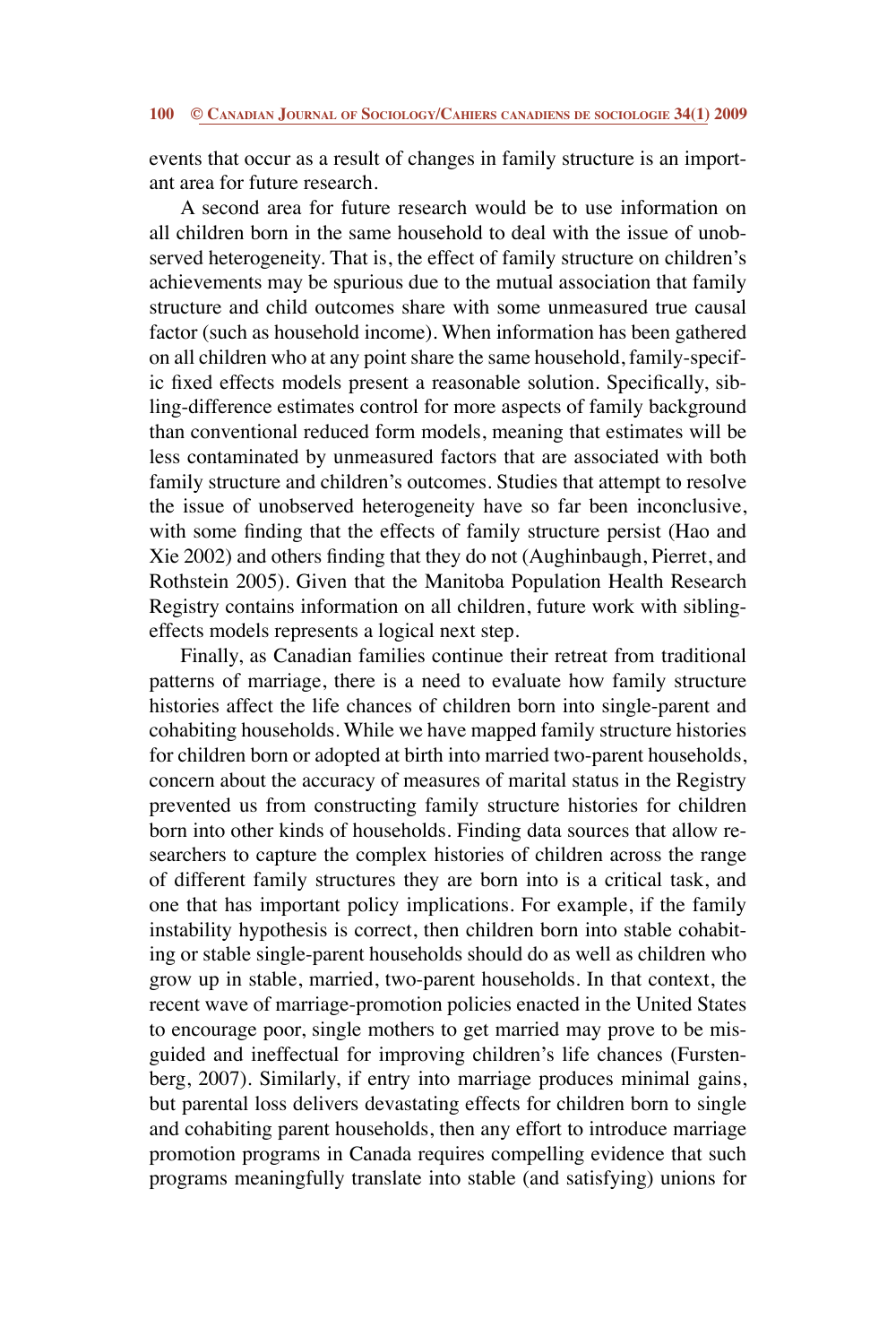events that occur as a result of changes in family structure is an important area for future research.

A second area for future research would be to use information on all children born in the same household to deal with the issue of unobserved heterogeneity. That is, the effect of family structure on children's achievements may be spurious due to the mutual association that family structure and child outcomes share with some unmeasured true causal factor (such as household income). When information has been gathered on all children who at any point share the same household, family-specific fixed effects models present a reasonable solution. Specifically, sibling-difference estimates control for more aspects of family background than conventional reduced form models, meaning that estimates will be less contaminated by unmeasured factors that are associated with both family structure and children's outcomes. Studies that attempt to resolve the issue of unobserved heterogeneity have so far been inconclusive, with some finding that the effects of family structure persist (Hao and Xie 2002) and others finding that they do not (Aughinbaugh, Pierret, and Rothstein 2005). Given that the Manitoba Population Health Research Registry contains information on all children, future work with sibling-effects models represents a logical next step.

Finally, as Canadian families continue their retreat from traditional patterns of marriage, there is a need to evaluate how family structure histories affect the life chances of children born into single-parent and cohabiting households. While we have mapped family structure histories for children born or adopted at birth into married two-parent households, concern about the accuracy of measures of marital status in the Registry prevented us from constructing family structure histories for children born into other kinds of households. Finding data sources that allow researchers to capture the complex histories of children across the range of different family structures they are born into is a critical task, and one that has important policy implications. For example, if the family instability hypothesis is correct, then children born into stable cohabiting or stable single-parent households should do as well as children who grow up in stable, married, two-parent households. In that context, the recent wave of marriage-promotion policies enacted in the United States to encourage poor, single mothers to get married may prove to be misguided and ineffectual for improving children's life chances (Furstenberg, 2007). Similarly, if entry into marriage produces minimal gains, but parental loss delivers devastating effects for children born to single and cohabiting parent households, then any effort to introduce marriage promotion programs in Canada requires compelling evidence that such programs meaningfully translate into stable (and satisfying) unions for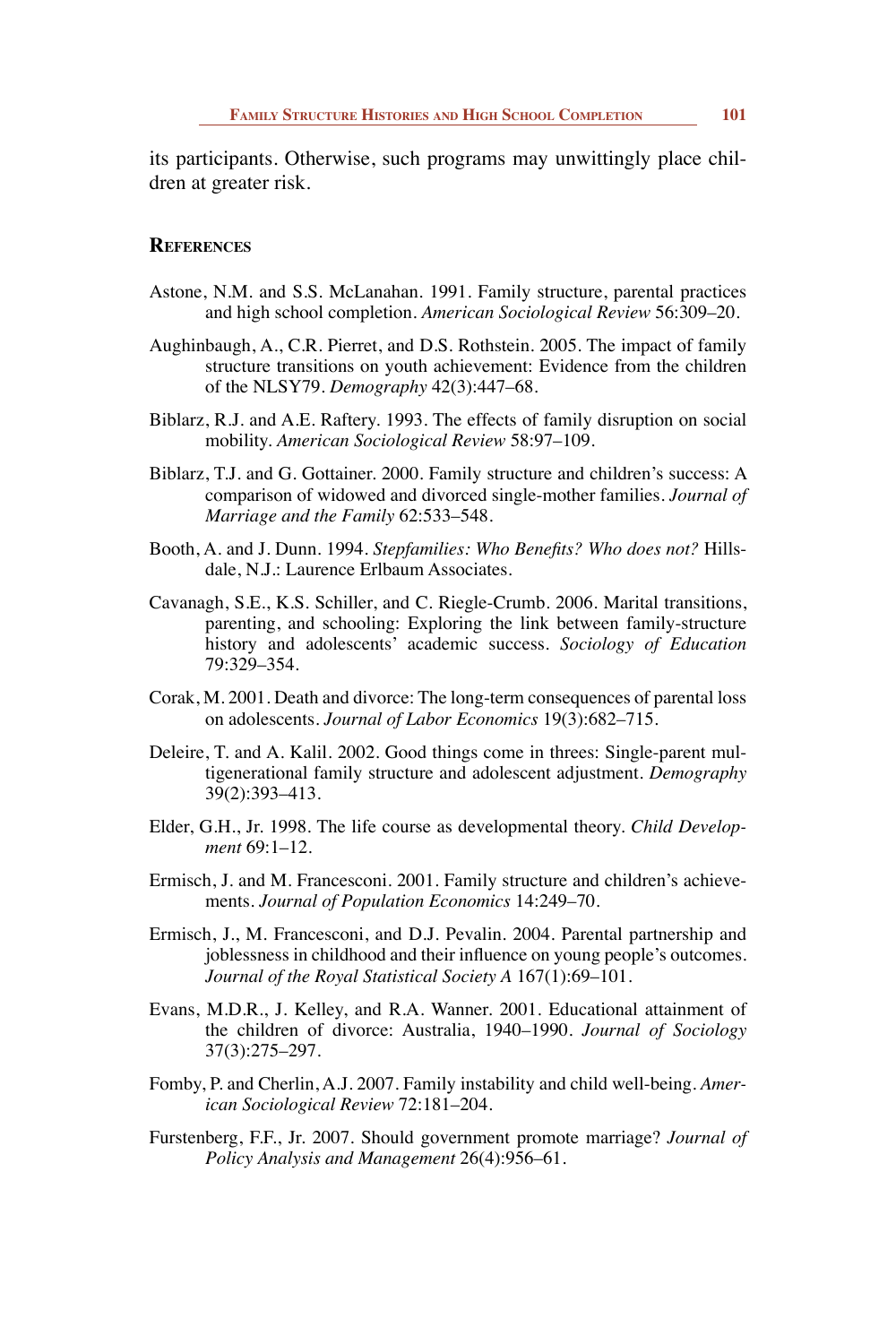its participants. Otherwise, such programs may unwittingly place children at greater risk.

## References

Astone, N.M. and S.S. McLanahan. 1991. Family structure, parental practices and high school completion. *American Sociological Review* 56:309–20.

Aughinbaugh, A., C.R. Pierret, and D.S. Rothstein. 2005. The impact of family structure transitions on youth achievement: Evidence from the children of the NLSY79. *Demography* 42(3):447–68.

Biblarz, R.J. and A.E. Raftery. 1993. The effects of family disruption on social mobility. *American Sociological Review* 58:97–109.

Biblarz, T.J. and G. Gottainer. 2000. Family structure and children's success: A comparison of widowed and divorced single-mother families. *Journal of Marriage and the Family* 62:533–548.

Booth, A. and J. Dunn. 1994. *Stepfamilies: Who Benefits? Who does not?* Hillsdale, N.J.: Laurence Erlbaum Associates.

Cavanagh, S.E., K.S. Schiller, and C. Riegle-Crumb. 2006. Marital transitions, parenting, and schooling: Exploring the link between family-structure history and adolescents' academic success. *Sociology of Education* 79:329–354.

Corak, M. 2001. Death and divorce: The long-term consequences of parental loss on adolescents. *Journal of Labor Economics* 19(3):682–715.

Deleire, T. and A. Kalil. 2002. Good things come in threes: Single-parent multigenerational family structure and adolescent adjustment. *Demography* 39(2):393–413.

Elder, G.H., Jr. 1998. The life course as developmental theory. *Child Development* 69:1–12.

Ermisch, J. and M. Francesconi. 2001. Family structure and children's achievements. *Journal of Population Economics* 14:249–70.

Ermisch, J., M. Francesconi, and D.J. Pevalin. 2004. Parental partnership and joblessness in childhood and their influence on young people's outcomes. *Journal of the Royal Statistical Society A* 167(1):69–101.

Evans, M.D.R., J. Kelley, and R.A. Wanner. 2001. Educational attainment of the children of divorce: Australia, 1940–1990. *Journal of Sociology* 37(3):275–297.

Fomby, P. and Cherlin, A.J. 2007. Family instability and child well-being. *American Sociological Review* 72:181–204.

Furstenberg, F.F., Jr. 2007. Should government promote marriage? *Journal of Policy Analysis and Management* 26(4):956–61.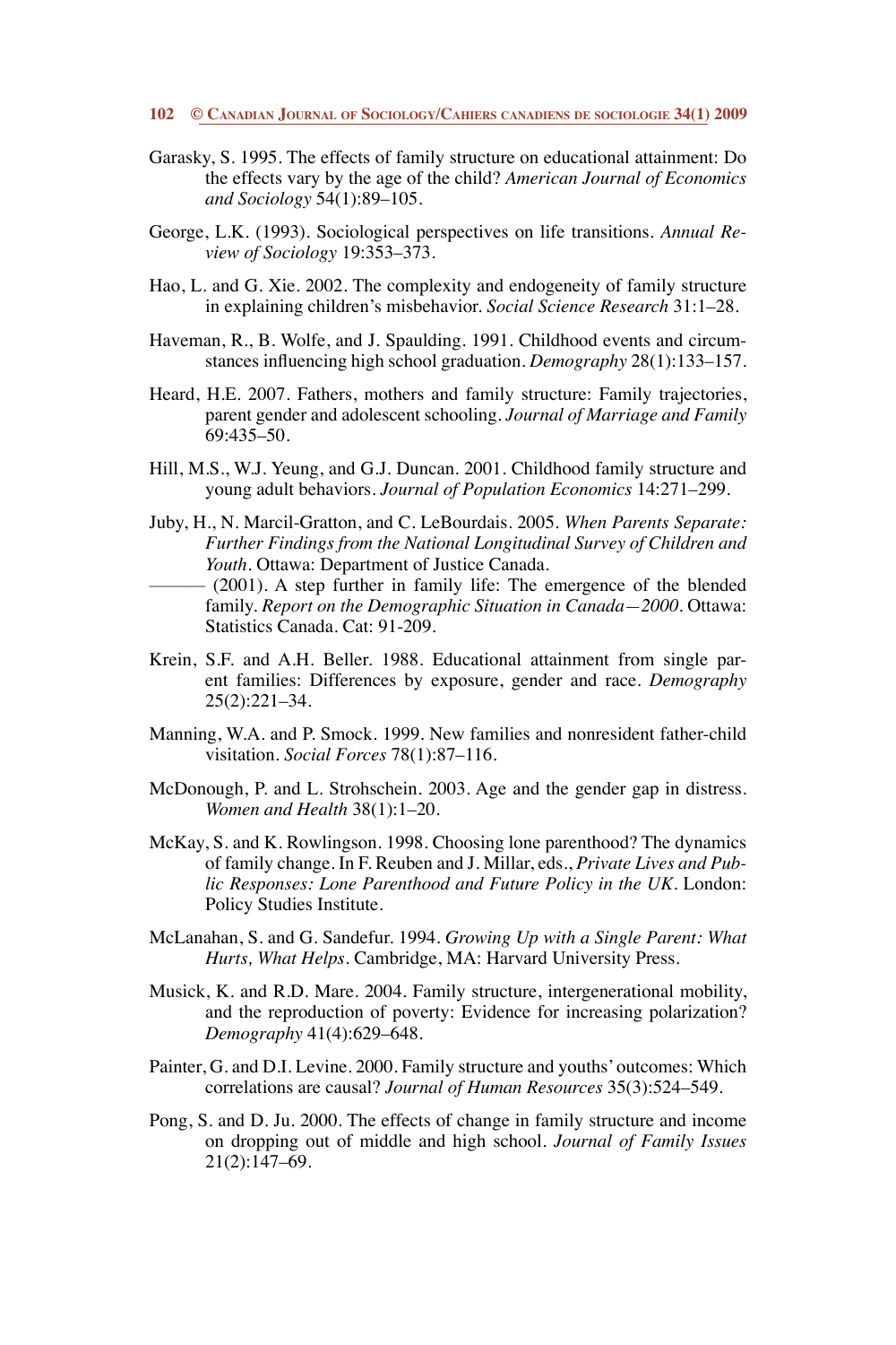Garasky, S. 1995. The effects of family structure on educational attainment: Do the effects vary by the age of the child? *American Journal of Economics and Sociology* 54(1):89–105.

George, L.K. (1993). Sociological perspectives on life transitions. *Annual Review of Sociology* 19:353–373.

Hao, L. and G. Xie. 2002. The complexity and endogeneity of family structure in explaining children's misbehavior. *Social Science Research* 31:1–28.

Haveman, R., B. Wolfe, and J. Spaulding. 1991. Childhood events and circumstances influencing high school graduation. *Demography* 28(1):133–157.

Heard, H.E. 2007. Fathers, mothers and family structure: Family trajectories, parent gender and adolescent schooling. *Journal of Marriage and Family* 69:435–50.

Hill, M.S., W.J. Yeung, and G.J. Duncan. 2001. Childhood family structure and young adult behaviors. *Journal of Population Economics* 14:271–299.

Juby, H., N. Marcil-Gratton, and C. LeBourdais. 2005. *When Parents Separate: Further Findings from the National Longitudinal Survey of Children and Youth*. Ottawa: Department of Justice Canada.

——— (2001). A step further in family life: The emergence of the blended family. *Report on the Demographic Situation in Canada—2000*. Ottawa: Statistics Canada. Cat: 91-209.

Krein, S.F. and A.H. Beller. 1988. Educational attainment from single parent families: Differences by exposure, gender and race. *Demography* 25(2):221–34.

Manning, W.A. and P. Smock. 1999. New families and nonresident father-child visitation. *Social Forces* 78(1):87–116.

McDonough, P. and L. Strohschein. 2003. Age and the gender gap in distress. *Women and Health* 38(1):1–20.

McKay, S. and K. Rowlingson. 1998. Choosing lone parenthood? The dynamics of family change. In F. Reuben and J. Millar, eds., *Private Lives and Public Responses: Lone Parenthood and Future Policy in the UK*. London: Policy Studies Institute.

McLanahan, S. and G. Sandefur. 1994. *Growing Up with a Single Parent: What Hurts, What Helps*. Cambridge, MA: Harvard University Press.

Musick, K. and R.D. Mare. 2004. Family structure, intergenerational mobility, and the reproduction of poverty: Evidence for increasing polarization? *Demography* 41(4):629–648.

Painter, G. and D.I. Levine. 2000. Family structure and youths' outcomes: Which correlations are causal? *Journal of Human Resources* 35(3):524–549.

Pong, S. and D. Ju. 2000. The effects of change in family structure and income on dropping out of middle and high school. *Journal of Family Issues* 21(2):147–69.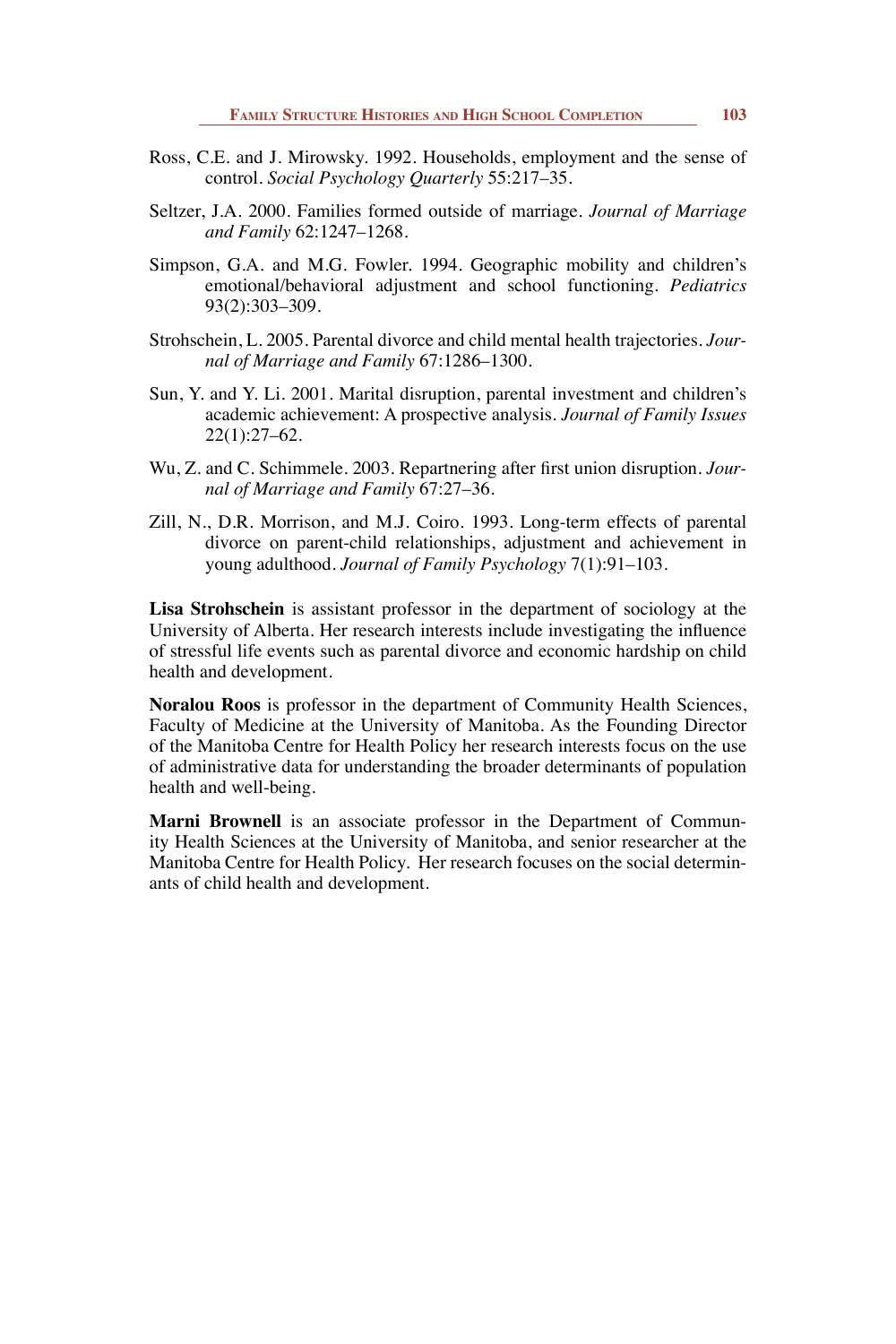Ross, C.E. and J. Mirowsky. 1992. Households, employment and the sense of control. *Social Psychology Quarterly* 55:217–35.

Seltzer, J.A. 2000. Families formed outside of marriage. *Journal of Marriage and Family* 62:1247–1268.

Simpson, G.A. and M.G. Fowler. 1994. Geographic mobility and children's emotional/behavioral adjustment and school functioning. *Pediatrics* 93(2):303–309.

Strohschein, L. 2005. Parental divorce and child mental health trajectories. *Journal of Marriage and Family* 67:1286–1300.

Sun, Y. and Y. Li. 2001. Marital disruption, parental investment and children's academic achievement: A prospective analysis. *Journal of Family Issues* 22(1):27–62.

Wu, Z. and C. Schimmele. 2003. Repartnering after first union disruption. *Journal of Marriage and Family* 67:27–36.

Zill, N., D.R. Morrison, and M.J. Coiro. 1993. Long-term effects of parental divorce on parent-child relationships, adjustment and achievement in young adulthood. *Journal of Family Psychology* 7(1):91–103.

**Lisa Strohschein** is assistant professor in the department of sociology at the University of Alberta. Her research interests include investigating the influence of stressful life events such as parental divorce and economic hardship on child health and development.

**Noralou Roos** is professor in the department of Community Health Sciences, Faculty of Medicine at the University of Manitoba. As the Founding Director of the Manitoba Centre for Health Policy her research interests focus on the use of administrative data for understanding the broader determinants of population health and well-being.

**Marni Brownell** is an associate professor in the Department of Community Health Sciences at the University of Manitoba, and senior researcher at the Manitoba Centre for Health Policy. Her research focuses on the social determinants of child health and development.